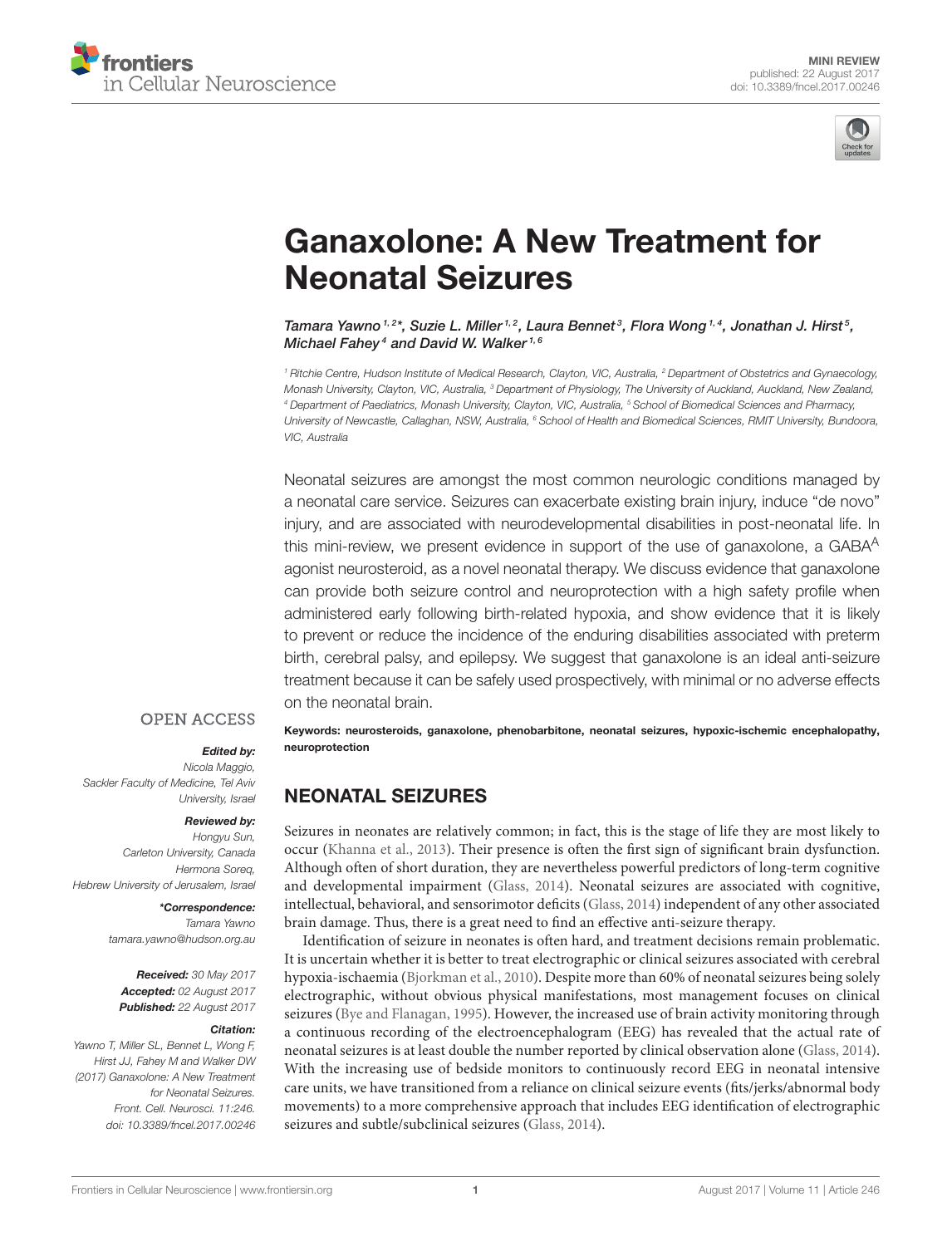MINI REVIEW
published: 22 August 2017
doi: 10.3389/fncel.2017.00246

# Ganaxolone: A New Treatment for Neonatal Seizures

*Tamara Yawno[1,2]\*, Suzie L. Miller[1,2], Laura Bennet[3], Flora Wong[1,4], Jonathan J. Hirst[5], Michael Fahey[4] and David W. Walker[1,6]*

[1] Ritchie Centre, Hudson Institute of Medical Research, Clayton, VIC, Australia, [2] Department of Obstetrics and Gynaecology, Monash University, Clayton, VIC, Australia, [3] Department of Physiology, The University of Auckland, Auckland, New Zealand, [4] Department of Paediatrics, Monash University, Clayton, VIC, Australia, [5] School of Biomedical Sciences and Pharmacy, University of Newcastle, Callaghan, NSW, Australia, [6] School of Health and Biomedical Sciences, RMIT University, Bundoora, VIC, Australia

Neonatal seizures are amongst the most common neurologic conditions managed by a neonatal care service. Seizures can exacerbate existing brain injury, induce "de novo" injury, and are associated with neurodevelopmental disabilities in post-neonatal life. In this mini-review, we present evidence in support of the use of ganaxolone, a $GABA^A$ agonist neurosteroid, as a novel neonatal therapy. We discuss evidence that ganaxolone can provide both seizure control and neuroprotection with a high safety profile when administered early following birth-related hypoxia, and show evidence that it is likely to prevent or reduce the incidence of the enduring disabilities associated with preterm birth, cerebral palsy, and epilepsy. We suggest that ganaxolone is an ideal anti-seizure treatment because it can be safely used prospectively, with minimal or no adverse effects on the neonatal brain.

**Keywords: neurosteroids, ganaxolone, phenobarbitone, neonatal seizures, hypoxic-ischemic encephalopathy, neuroprotection**

OPEN ACCESS

***Edited by:***
Nicola Maggio,
Sackler Faculty of Medicine, Tel Aviv University, Israel

***Reviewed by:***
Hongyu Sun,
Carleton University, Canada
Hermona Soreq,
Hebrew University of Jerusalem, Israel

***\*Correspondence:***
Tamara Yawno
tamara.yawno@hudson.org.au

***Received:*** 30 May 2017
***Accepted:*** 02 August 2017
***Published:*** 22 August 2017

***Citation:***
Yawno T, Miller SL, Bennet L, Wong F, Hirst JJ, Fahey M and Walker DW (2017) Ganaxolone: A New Treatment for Neonatal Seizures. Front. Cell. Neurosci. 11:246. doi: 10.3389/fncel.2017.00246

## NEONATAL SEIZURES

Seizures in neonates are relatively common; in fact, this is the stage of life they are most likely to occur (Khanna et al., 2013). Their presence is often the first sign of significant brain dysfunction. Although often of short duration, they are nevertheless powerful predictors of long-term cognitive and developmental impairment (Glass, 2014). Neonatal seizures are associated with cognitive, intellectual, behavioral, and sensorimotor deficits (Glass, 2014) independent of any other associated brain damage. Thus, there is a great need to find an effective anti-seizure therapy.

Identification of seizure in neonates is often hard, and treatment decisions remain problematic. It is uncertain whether it is better to treat electrographic or clinical seizures associated with cerebral hypoxia-ischaemia (Bjorkman et al., 2010). Despite more than 60% of neonatal seizures being solely electrographic, without obvious physical manifestations, most management focuses on clinical seizures (Bye and Flanagan, 1995). However, the increased use of brain activity monitoring through a continuous recording of the electroencephalogram (EEG) has revealed that the actual rate of neonatal seizures is at least double the number reported by clinical observation alone (Glass, 2014). With the increasing use of bedside monitors to continuously record EEG in neonatal intensive care units, we have transitioned from a reliance on clinical seizure events (fits/jerks/abnormal body movements) to a more comprehensive approach that includes EEG identification of electrographic seizures and subtle/subclinical seizures (Glass, 2014).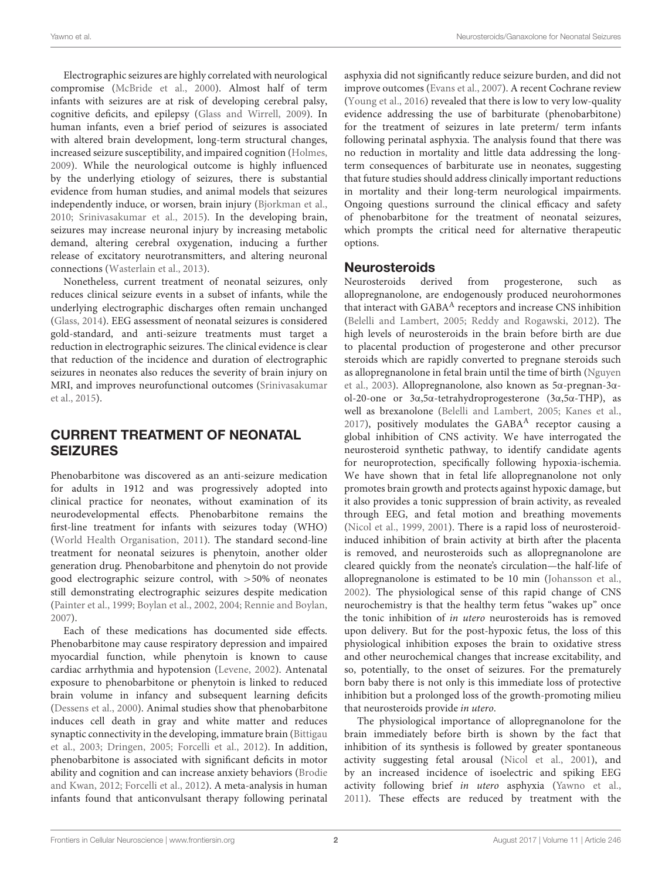Electrographic seizures are highly correlated with neurological compromise (McBride et al., 2000). Almost half of term infants with seizures are at risk of developing cerebral palsy, cognitive deficits, and epilepsy (Glass and Wirrell, 2009). In human infants, even a brief period of seizures is associated with altered brain development, long-term structural changes, increased seizure susceptibility, and impaired cognition (Holmes, 2009). While the neurological outcome is highly influenced by the underlying etiology of seizures, there is substantial evidence from human studies, and animal models that seizures independently induce, or worsen, brain injury (Bjorkman et al., 2010; Srinivasakumar et al., 2015). In the developing brain, seizures may increase neuronal injury by increasing metabolic demand, altering cerebral oxygenation, inducing a further release of excitatory neurotransmitters, and altering neuronal connections (Wasterlain et al., 2013).

Nonetheless, current treatment of neonatal seizures, only reduces clinical seizure events in a subset of infants, while the underlying electrographic discharges often remain unchanged (Glass, 2014). EEG assessment of neonatal seizures is considered gold-standard, and anti-seizure treatments must target a reduction in electrographic seizures. The clinical evidence is clear that reduction of the incidence and duration of electrographic seizures in neonates also reduces the severity of brain injury on MRI, and improves neurofunctional outcomes (Srinivasakumar et al., 2015).

## CURRENT TREATMENT OF NEONATAL SEIZURES

Phenobarbitone was discovered as an anti-seizure medication for adults in 1912 and was progressively adopted into clinical practice for neonates, without examination of its neurodevelopmental effects. Phenobarbitone remains the first-line treatment for infants with seizures today (WHO) (World Health Organisation, 2011). The standard second-line treatment for neonatal seizures is phenytoin, another older generation drug. Phenobarbitone and phenytoin do not provide good electrographic seizure control, with >50% of neonates still demonstrating electrographic seizures despite medication (Painter et al., 1999; Boylan et al., 2002, 2004; Rennie and Boylan, 2007).

Each of these medications has documented side effects. Phenobarbitone may cause respiratory depression and impaired myocardial function, while phenytoin is known to cause cardiac arrhythmia and hypotension (Levene, 2002). Antenatal exposure to phenobarbitone or phenytoin is linked to reduced brain volume in infancy and subsequent learning deficits (Dessens et al., 2000). Animal studies show that phenobarbitone induces cell death in gray and white matter and reduces synaptic connectivity in the developing, immature brain (Bittigau et al., 2003; Dringen, 2005; Forcelli et al., 2012). In addition, phenobarbitone is associated with significant deficits in motor ability and cognition and can increase anxiety behaviors (Brodie and Kwan, 2012; Forcelli et al., 2012). A meta-analysis in human infants found that anticonvulsant therapy following perinatal asphyxia did not significantly reduce seizure burden, and did not improve outcomes (Evans et al., 2007). A recent Cochrane review (Young et al., 2016) revealed that there is low to very low-quality evidence addressing the use of barbiturate (phenobarbitone) for the treatment of seizures in late preterm/ term infants following perinatal asphyxia. The analysis found that there was no reduction in mortality and little data addressing the long-term consequences of barbiturate use in neonates, suggesting that future studies should address clinically important reductions in mortality and their long-term neurological impairments. Ongoing questions surround the clinical efficacy and safety of phenobarbitone for the treatment of neonatal seizures, which prompts the critical need for alternative therapeutic options.

### Neurosteroids

Neurosteroids derived from progesterone, such as allopregnanolone, are endogenously produced neurohormones that interact with $GABA^A$ receptors and increase CNS inhibition (Belelli and Lambert, 2005; Reddy and Rogawski, 2012). The high levels of neurosteroids in the brain before birth are due to placental production of progesterone and other precursor steroids which are rapidly converted to pregnane steroids such as allopregnanolone in fetal brain until the time of birth (Nguyen et al., 2003). Allopregnanolone, also known as 5α-pregnan-3α-ol-20-one or 3α,5α-tetrahydroprogesterone (3α,5α-THP), as well as brexanolone (Belelli and Lambert, 2005; Kanes et al., 2017), positively modulates the $GABA^A$ receptor causing a global inhibition of CNS activity. We have interrogated the neurosteroid synthetic pathway, to identify candidate agents for neuroprotection, specifically following hypoxia-ischemia. We have shown that in fetal life allopregnanolone not only promotes brain growth and protects against hypoxic damage, but it also provides a tonic suppression of brain activity, as revealed through EEG, and fetal motion and breathing movements (Nicol et al., 1999, 2001). There is a rapid loss of neurosteroid-induced inhibition of brain activity at birth after the placenta is removed, and neurosteroids such as allopregnanolone are cleared quickly from the neonate's circulation—the half-life of allopregnanolone is estimated to be 10 min (Johansson et al., 2002). The physiological sense of this rapid change of CNS neurochemistry is that the healthy term fetus "wakes up" once the tonic inhibition of *in utero* neurosteroids has is removed upon delivery. But for the post-hypoxic fetus, the loss of this physiological inhibition exposes the brain to oxidative stress and other neurochemical changes that increase excitability, and so, potentially, to the onset of seizures. For the prematurely born baby there is not only is this immediate loss of protective inhibition but a prolonged loss of the growth-promoting milieu that neurosteroids provide *in utero*.

The physiological importance of allopregnanolone for the brain immediately before birth is shown by the fact that inhibition of its synthesis is followed by greater spontaneous activity suggesting fetal arousal (Nicol et al., 2001), and by an increased incidence of isoelectric and spiking EEG activity following brief *in utero* asphyxia (Yawno et al., 2011). These effects are reduced by treatment with the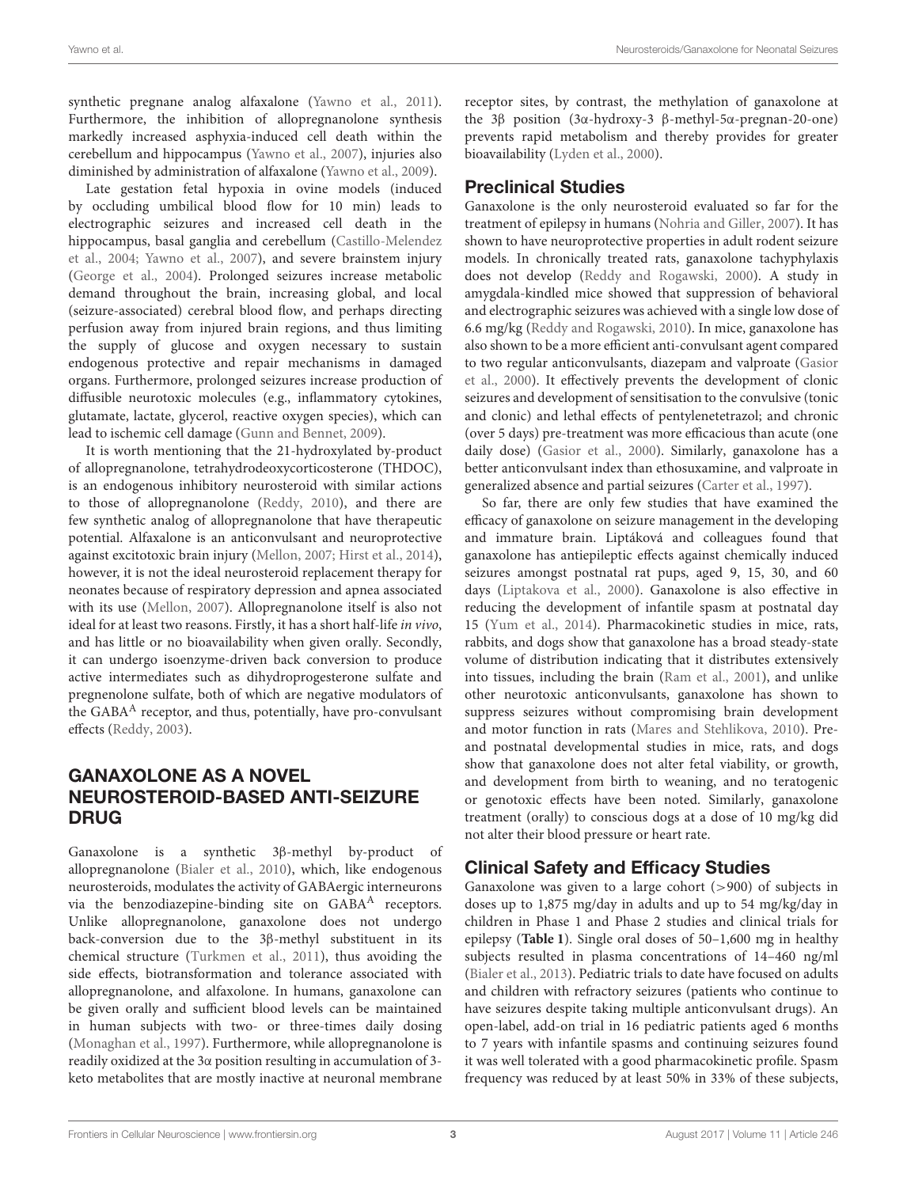synthetic pregnane analog alfaxalone (Yawno et al., 2011). Furthermore, the inhibition of allopregnanolone synthesis markedly increased asphyxia-induced cell death within the cerebellum and hippocampus (Yawno et al., 2007), injuries also diminished by administration of alfaxalone (Yawno et al., 2009).

Late gestation fetal hypoxia in ovine models (induced by occluding umbilical blood flow for 10 min) leads to electrographic seizures and increased cell death in the hippocampus, basal ganglia and cerebellum (Castillo-Melendez et al., 2004; Yawno et al., 2007), and severe brainstem injury (George et al., 2004). Prolonged seizures increase metabolic demand throughout the brain, increasing global, and local (seizure-associated) cerebral blood flow, and perhaps directing perfusion away from injured brain regions, and thus limiting the supply of glucose and oxygen necessary to sustain endogenous protective and repair mechanisms in damaged organs. Furthermore, prolonged seizures increase production of diffusible neurotoxic molecules (e.g., inflammatory cytokines, glutamate, lactate, glycerol, reactive oxygen species), which can lead to ischemic cell damage (Gunn and Bennet, 2009).

It is worth mentioning that the 21-hydroxylated by-product of allopregnanolone, tetrahydrodeoxycorticosterone (THDOC), is an endogenous inhibitory neurosteroid with similar actions to those of allopregnanolone (Reddy, 2010), and there are few synthetic analog of allopregnanolone that have therapeutic potential. Alfaxalone is an anticonvulsant and neuroprotective against excitotoxic brain injury (Mellon, 2007; Hirst et al., 2014), however, it is not the ideal neurosteroid replacement therapy for neonates because of respiratory depression and apnea associated with its use (Mellon, 2007). Allopregnanolone itself is also not ideal for at least two reasons. Firstly, it has a short half-life *in vivo*, and has little or no bioavailability when given orally. Secondly, it can undergo isoenzyme-driven back conversion to produce active intermediates such as dihydroprogesterone sulfate and pregnenolone sulfate, both of which are negative modulators of the $GABA^A$ receptor, and thus, potentially, have pro-convulsant effects (Reddy, 2003).

## GANAXOLONE AS A NOVEL NEUROSTEROID-BASED ANTI-SEIZURE DRUG

Ganaxolone is a synthetic 3β-methyl by-product of allopregnanolone (Bialer et al., 2010), which, like endogenous neurosteroids, modulates the activity of GABAergic interneurons via the benzodiazepine-binding site on $GABA^A$ receptors. Unlike allopregnanolone, ganaxolone does not undergo back-conversion due to the 3β-methyl substituent in its chemical structure (Turkmen et al., 2011), thus avoiding the side effects, biotransformation and tolerance associated with allopregnanolone, and alfaxolone. In humans, ganaxolone can be given orally and sufficient blood levels can be maintained in human subjects with two- or three-times daily dosing (Monaghan et al., 1997). Furthermore, while allopregnanolone is readily oxidized at the 3α position resulting in accumulation of 3-keto metabolites that are mostly inactive at neuronal membrane receptor sites, by contrast, the methylation of ganaxolone at the 3β position (3α-hydroxy-3 β-methyl-5α-pregnan-20-one) prevents rapid metabolism and thereby provides for greater bioavailability (Lyden et al., 2000).

### Preclinical Studies

Ganaxolone is the only neurosteroid evaluated so far for the treatment of epilepsy in humans (Nohria and Giller, 2007). It has shown to have neuroprotective properties in adult rodent seizure models. In chronically treated rats, ganaxolone tachyphylaxis does not develop (Reddy and Rogawski, 2000). A study in amygdala-kindled mice showed that suppression of behavioral and electrographic seizures was achieved with a single low dose of 6.6 mg/kg (Reddy and Rogawski, 2010). In mice, ganaxolone has also shown to be a more efficient anti-convulsant agent compared to two regular anticonvulsants, diazepam and valproate (Gasior et al., 2000). It effectively prevents the development of clonic seizures and development of sensitisation to the convulsive (tonic and clonic) and lethal effects of pentylenetetrazol; and chronic (over 5 days) pre-treatment was more efficacious than acute (one daily dose) (Gasior et al., 2000). Similarly, ganaxolone has a better anticonvulsant index than ethosuxamine, and valproate in generalized absence and partial seizures (Carter et al., 1997).

So far, there are only few studies that have examined the efficacy of ganaxolone on seizure management in the developing and immature brain. Liptáková and colleagues found that ganaxolone has antiepileptic effects against chemically induced seizures amongst postnatal rat pups, aged 9, 15, 30, and 60 days (Liptakova et al., 2000). Ganaxolone is also effective in reducing the development of infantile spasm at postnatal day 15 (Yum et al., 2014). Pharmacokinetic studies in mice, rats, rabbits, and dogs show that ganaxolone has a broad steady-state volume of distribution indicating that it distributes extensively into tissues, including the brain (Ram et al., 2001), and unlike other neurotoxic anticonvulsants, ganaxolone has shown to suppress seizures without compromising brain development and motor function in rats (Mares and Stehlikova, 2010). Pre- and postnatal developmental studies in mice, rats, and dogs show that ganaxolone does not alter fetal viability, or growth, and development from birth to weaning, and no teratogenic or genotoxic effects have been noted. Similarly, ganaxolone treatment (orally) to conscious dogs at a dose of 10 mg/kg did not alter their blood pressure or heart rate.

### Clinical Safety and Efficacy Studies

Ganaxolone was given to a large cohort (>900) of subjects in doses up to 1,875 mg/day in adults and up to 54 mg/kg/day in children in Phase 1 and Phase 2 studies and clinical trials for epilepsy (**Table 1**). Single oral doses of 50–1,600 mg in healthy subjects resulted in plasma concentrations of 14–460 ng/ml (Bialer et al., 2013). Pediatric trials to date have focused on adults and children with refractory seizures (patients who continue to have seizures despite taking multiple anticonvulsant drugs). An open-label, add-on trial in 16 pediatric patients aged 6 months to 7 years with infantile spasms and continuing seizures found it was well tolerated with a good pharmacokinetic profile. Spasm frequency was reduced by at least 50% in 33% of these subjects,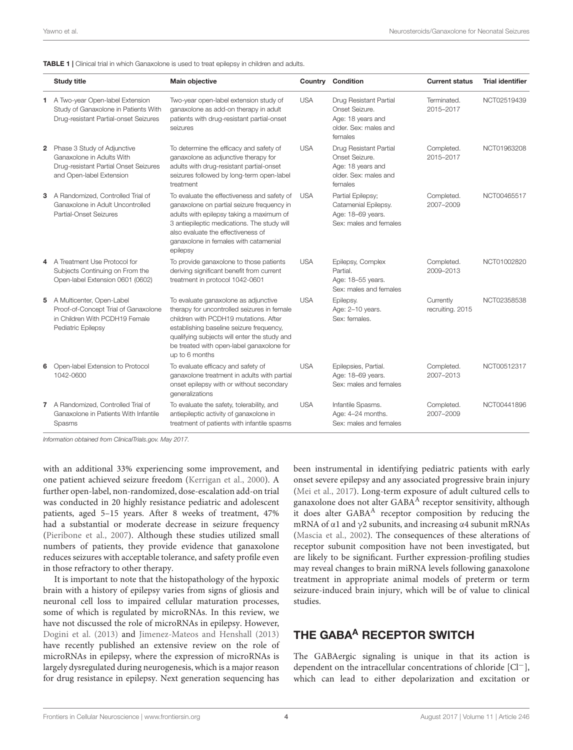**TABLE 1 |** Clinical trial in which Ganaxolone is used to treat epilepsy in children and adults.

| | Study title | Main objective | Country | Condition | Current status | Trial identifier |
|---|---|---|---|---|---|---|
| 1 | A Two-year Open-label Extension Study of Ganaxolone in Patients With Drug-resistant Partial-onset Seizures | Two-year open-label extension study of ganaxolone as add-on therapy in adult patients with drug-resistant partial-onset seizures | USA | Drug Resistant Partial Onset Seizure. Age: 18 years and older. Sex: males and females | Terminated. 2015–2017 | NCT02519439 |
| 2 | Phase 3 Study of Adjunctive Ganaxolone in Adults With Drug-resistant Partial Onset Seizures and Open-label Extension | To determine the efficacy and safety of ganaxolone as adjunctive therapy for adults with drug-resistant partial-onset seizures followed by long-term open-label treatment | USA | Drug Resistant Partial Onset Seizure. Age: 18 years and older. Sex: males and females | Completed. 2015–2017 | NCT01963208 |
| 3 | A Randomized, Controlled Trial of Ganaxolone in Adult Uncontrolled Partial-Onset Seizures | To evaluate the effectiveness and safety of ganaxolone on partial seizure frequency in adults with epilepsy taking a maximum of 3 antiepileptic medications. The study will also evaluate the effectiveness of ganaxolone in females with catamenial epilepsy | USA | Partial Epilepsy; Catamenial Epilepsy. Age: 18–69 years. Sex: males and females | Completed. 2007–2009 | NCT00465517 |
| 4 | A Treatment Use Protocol for Subjects Continuing on From the Open-label Extension 0601 (0602) | To provide ganaxolone to those patients deriving significant benefit from current treatment in protocol 1042-0601 | USA | Epilepsy, Complex Partial. Age: 18–55 years. Sex: males and females | Completed. 2009–2013 | NCT01002820 |
| 5 | A Multicenter, Open-Label Proof-of-Concept Trial of Ganaxolone in Children With PCDH19 Female Pediatric Epilepsy | To evaluate ganaxolone as adjunctive therapy for uncontrolled seizures in female children with PCDH19 mutations. After establishing baseline seizure frequency, qualifying subjects will enter the study and be treated with open-label ganaxolone for up to 6 months | USA | Epilepsy. Age: 2–10 years. Sex: females. | Currently recruiting. 2015 | NCT02358538 |
| 6 | Open-label Extension to Protocol 1042-0600 | To evaluate efficacy and safety of ganaxolone treatment in adults with partial onset epilepsy with or without secondary generalizations | USA | Epilepsies, Partial. Age: 18–69 years. Sex: males and females | Completed. 2007–2013 | NCT00512317 |
| 7 | A Randomized, Controlled Trial of Ganaxolone in Patients With Infantile Spasms | To evaluate the safety, tolerability, and antiepileptic activity of ganaxolone in treatment of patients with infantile spasms | USA | Infantile Spasms. Age: 4–24 months. Sex: males and females | Completed. 2007–2009 | NCT00441896 |

*Information obtained from ClinicalTrials.gov. May 2017.*

with an additional 33% experiencing some improvement, and one patient achieved seizure freedom (Kerrigan et al., 2000). A further open-label, non-randomized, dose-escalation add-on trial was conducted in 20 highly resistance pediatric and adolescent patients, aged 5–15 years. After 8 weeks of treatment, 47% had a substantial or moderate decrease in seizure frequency (Pieribone et al., 2007). Although these studies utilized small numbers of patients, they provide evidence that ganaxolone reduces seizures with acceptable tolerance, and safety profile even in those refractory to other therapy.

It is important to note that the histopathology of the hypoxic brain with a history of epilepsy varies from signs of gliosis and neuronal cell loss to impaired cellular maturation processes, some of which is regulated by microRNAs. In this review, we have not discussed the role of microRNAs in epilepsy. However, Dogini et al. (2013) and Jimenez-Mateos and Henshall (2013) have recently published an extensive review on the role of microRNAs in epilepsy, where the expression of microRNAs is largely dysregulated during neurogenesis, which is a major reason for drug resistance in epilepsy. Next generation sequencing has been instrumental in identifying pediatric patients with early onset severe epilepsy and any associated progressive brain injury (Mei et al., 2017). Long-term exposure of adult cultured cells to ganaxolone does not alter $GABA^A$ receptor sensitivity, although it does alter $GABA^A$ receptor composition by reducing the mRNA of $\alpha1$ and $\gamma2$ subunits, and increasing $\alpha4$ subunit mRNAs (Mascia et al., 2002). The consequences of these alterations of receptor subunit composition have not been investigated, but are likely to be significant. Further expression-profiling studies may reveal changes to brain miRNA levels following ganaxolone treatment in appropriate animal models of preterm or term seizure-induced brain injury, which will be of value to clinical studies.

## THE $GABA^A$ RECEPTOR SWITCH

The GABAergic signaling is unique in that its action is dependent on the intracellular concentrations of chloride $[Cl^-]$, which can lead to either depolarization and excitation or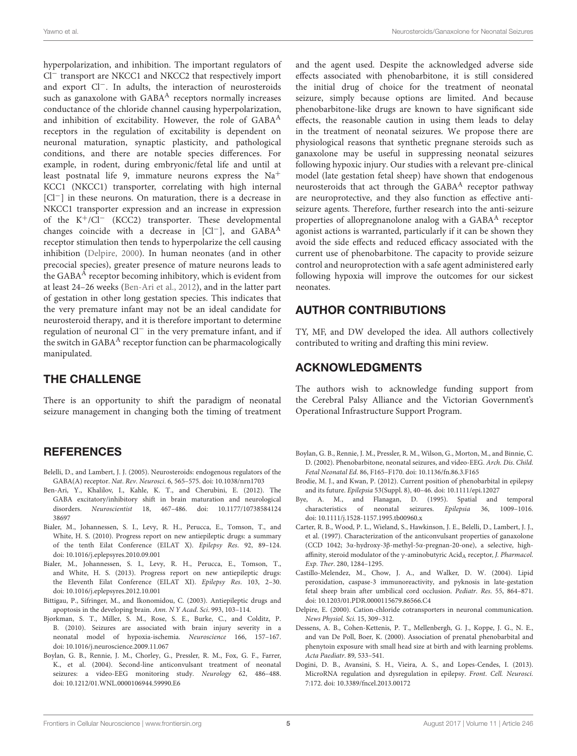hyperpolarization, and inhibition. The important regulators of $Cl^-$ transport are NKCC1 and NKCC2 that respectively import and export $Cl^-$. In adults, the interaction of neurosteroids such as ganaxolone with $GABA^A$ receptors normally increases conductance of the chloride channel causing hyperpolarization, and inhibition of excitability. However, the role of $GABA^A$ receptors in the regulation of excitability is dependent on neuronal maturation, synaptic plasticity, and pathological conditions, and there are notable species differences. For example, in rodent, during embryonic/fetal life and until at least postnatal life 9, immature neurons express the $Na^+$ KCC1 (NKCC1) transporter, correlating with high internal $[Cl^-]$ in these neurons. On maturation, there is a decrease in NKCC1 transporter expression and an increase in expression of the $K^+/Cl^-$ (KCC2) transporter. These developmental changes coincide with a decrease in $[Cl^-]$, and $GABA^A$ receptor stimulation then tends to hyperpolarize the cell causing inhibition (Delpire, 2000). In human neonates (and in other precocial species), greater presence of mature neurons leads to the $GABA^A$ receptor becoming inhibitory, which is evident from at least 24–26 weeks (Ben-Ari et al., 2012), and in the latter part of gestation in other long gestation species. This indicates that the very premature infant may not be an ideal candidate for neurosteroid therapy, and it is therefore important to determine regulation of neuronal $Cl^-$ in the very premature infant, and if the switch in $GABA^A$ receptor function can be pharmacologically manipulated.

## THE CHALLENGE

There is an opportunity to shift the paradigm of neonatal seizure management in changing both the timing of treatment and the agent used. Despite the acknowledged adverse side effects associated with phenobarbitone, it is still considered the initial drug of choice for the treatment of neonatal seizure, simply because options are limited. And because phenobarbitone-like drugs are known to have significant side effects, the reasonable caution in using them leads to delay in the treatment of neonatal seizures. We propose there are physiological reasons that synthetic pregnane steroids such as ganaxolone may be useful in suppressing neonatal seizures following hypoxic injury. Our studies with a relevant pre-clinical model (late gestation fetal sheep) have shown that endogenous neurosteroids that act through the $GABA^A$ receptor pathway are neuroprotective, and they also function as effective anti-seizure agents. Therefore, further research into the anti-seizure properties of allopregnanolone analog with a $GABA^A$ receptor agonist actions is warranted, particularly if it can be shown they avoid the side effects and reduced efficacy associated with the current use of phenobarbitone. The capacity to provide seizure control and neuroprotection with a safe agent administered early following hypoxia will improve the outcomes for our sickest neonates.

## AUTHOR CONTRIBUTIONS

TY, MF, and DW developed the idea. All authors collectively contributed to writing and drafting this mini review.

## ACKNOWLEDGMENTS

The authors wish to acknowledge funding support from the Cerebral Palsy Alliance and the Victorian Government's Operational Infrastructure Support Program.

## REFERENCES

Belelli, D., and Lambert, J. J. (2005). Neurosteroids: endogenous regulators of the GABA(A) receptor. *Nat. Rev. Neurosci.* 6, 565–575. doi: 10.1038/nrn1703

Ben-Ari, Y., Khalilov, I., Kahle, K. T., and Cherubini, E. (2012). The GABA excitatory/inhibitory shift in brain maturation and neurological disorders. *Neuroscientist* 18, 467–486. doi: 10.1177/1073858412438697

Bialer, M., Johannessen, S. I., Levy, R. H., Perucca, E., Tomson, T., and White, H. S. (2010). Progress report on new antiepileptic drugs: a summary of the tenth Eilat Conference (EILAT X). *Epilepsy Res.* 92, 89–124. doi: 10.1016/j.eplepsyres.2010.09.001

Bialer, M., Johannessen, S. I., Levy, R. H., Perucca, E., Tomson, T., and White, H. S. (2013). Progress report on new antiepileptic drugs: the Eleventh Eilat Conference (EILAT XI). *Epilepsy Res.* 103, 2–30. doi: 10.1016/j.eplepsyres.2012.10.001

Bittigau, P., Sifringer, M., and Ikonomidou, C. (2003). Antiepileptic drugs and apoptosis in the developing brain. *Ann. N Y Acad. Sci.* 993, 103–114.

Bjorkman, S. T., Miller, S. M., Rose, S. E., Burke, C., and Colditz, P. B. (2010). Seizures are associated with brain injury severity in a neonatal model of hypoxia-ischemia. *Neuroscience* 166, 157–167. doi: 10.1016/j.neuroscience.2009.11.067

Boylan, G. B., Rennie, J. M., Chorley, G., Pressler, R. M., Fox, G. F., Farrer, K., et al. (2004). Second-line anticonvulsant treatment of neonatal seizures: a video-EEG monitoring study. *Neurology* 62, 486–488. doi: 10.1212/01.WNL.0000106944.59990.E6

Boylan, G. B., Rennie, J. M., Pressler, R. M., Wilson, G., Morton, M., and Binnie, C. D. (2002). Phenobarbitone, neonatal seizures, and video-EEG. *Arch. Dis. Child. Fetal Neonatal Ed.* 86, F165–F170. doi: 10.1136/fn.86.3.F165

Brodie, M. J., and Kwan, P. (2012). Current position of phenobarbital in epilepsy and its future. *Epilepsia* 53(Suppl. 8), 40–46. doi: 10.1111/epi.12027

Bye, A. M., and Flanagan, D. (1995). Spatial and temporal characteristics of neonatal seizures. *Epilepsia* 36, 1009–1016. doi: 10.1111/j.1528-1157.1995.tb00960.x

Carter, R. B., Wood, P. L., Wieland, S., Hawkinson, J. E., Belelli, D., Lambert, J. J., et al. (1997). Characterization of the anticonvulsant properties of ganaxolone (CCD 1042; 3α-hydroxy-3β-methyl-5α-pregnan-20-one), a selective, high-affinity, steroid modulator of the γ-aminobutyric $Acid_A$ receptor, *J. Pharmacol. Exp. Ther.* 280, 1284–1295.

Castillo-Melendez, M., Chow, J. A., and Walker, D. W. (2004). Lipid peroxidation, caspase-3 immunoreactivity, and pyknosis in late-gestation fetal sheep brain after umbilical cord occlusion. *Pediatr. Res.* 55, 864–871. doi: 10.1203/01.PDR.0000115679.86566.C4

Delpire, E. (2000). Cation-chloride cotransporters in neuronal communication. *News Physiol. Sci.* 15, 309–312.

Dessens, A. B., Cohen-Kettenis, P. T., Mellenbergh, G. J., Koppe, J. G., N. E., and van De Poll, Boer, K. (2000). Association of prenatal phenobarbital and phenytoin exposure with small head size at birth and with learning problems. *Acta Paediatr.* 89, 533–541.

Dogini, D. B., Avansini, S. H., Vieira, A. S., and Lopes-Cendes, I. (2013). MicroRNA regulation and dysregulation in epilepsy. *Front. Cell. Neurosci.* 7:172. doi: 10.3389/fncel.2013.00172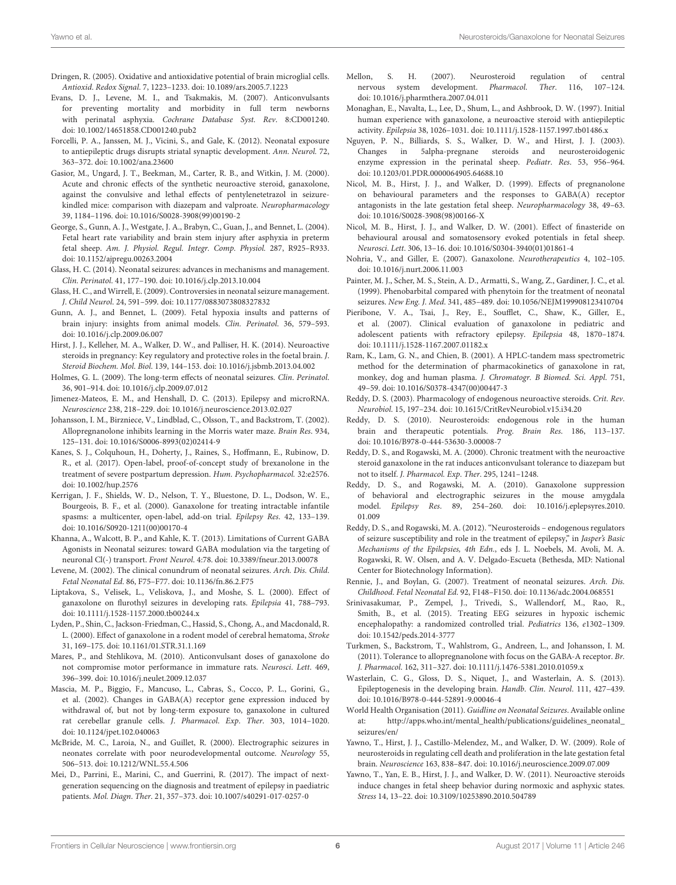Dringen, R. (2005). Oxidative and antioxidative potential of brain microglial cells. *Antioxid. Redox Signal.* 7, 1223–1233. doi: 10.1089/ars.2005.7.1223

Evans, D. J., Levene, M. I., and Tsakmakis, M. (2007). Anticonvulsants for preventing mortality and morbidity in full term newborns with perinatal asphyxia. *Cochrane Database Syst. Rev.* 8:CD001240. doi: 10.1002/14651858.CD001240.pub2

Forcelli, P. A., Janssen, M. J., Vicini, S., and Gale, K. (2012). Neonatal exposure to antiepileptic drugs disrupts striatal synaptic development. *Ann. Neurol.* 72, 363–372. doi: 10.1002/ana.23600

Gasior, M., Ungard, J. T., Beekman, M., Carter, R. B., and Witkin, J. M. (2000). Acute and chronic effects of the synthetic neuroactive steroid, ganaxolone, against the convulsive and lethal effects of pentylenetetrazol in seizure-kindled mice: comparison with diazepam and valproate. *Neuropharmacology* 39, 1184–1196. doi: 10.1016/S0028-3908(99)00190-2

George, S., Gunn, A. J., Westgate, J. A., Brabyn, C., Guan, J., and Bennet, L. (2004). Fetal heart rate variability and brain stem injury after asphyxia in preterm fetal sheep. *Am. J. Physiol. Regul. Integr. Comp. Physiol.* 287, R925–R933. doi: 10.1152/ajpregu.00263.2004

Glass, H. C. (2014). Neonatal seizures: advances in mechanisms and management. *Clin. Perinatol.* 41, 177–190. doi: 10.1016/j.clp.2013.10.004

Glass, H. C., and Wirrell, E. (2009). Controversies in neonatal seizure management. *J. Child Neurol.* 24, 591–599. doi: 10.1177/0883073808327832

Gunn, A. J., and Bennet, L. (2009). Fetal hypoxia insults and patterns of brain injury: insights from animal models. *Clin. Perinatol.* 36, 579–593. doi: 10.1016/j.clp.2009.06.007

Hirst, J. J., Kelleher, M. A., Walker, D. W., and Palliser, H. K. (2014). Neuroactive steroids in pregnancy: Key regulatory and protective roles in the foetal brain. *J. Steroid Biochem. Mol. Biol.* 139, 144–153. doi: 10.1016/j.jsbmb.2013.04.002

Holmes, G. L. (2009). The long-term effects of neonatal seizures. *Clin. Perinatol.* 36, 901–914. doi: 10.1016/j.clp.2009.07.012

Jimenez-Mateos, E. M., and Henshall, D. C. (2013). Epilepsy and microRNA. *Neuroscience* 238, 218–229. doi: 10.1016/j.neuroscience.2013.02.027

Johansson, I. M., Birzniece, V., Lindblad, C., Olsson, T., and Backstrom, T. (2002). Allopregnanolone inhibits learning in the Morris water maze. *Brain Res.* 934, 125–131. doi: 10.1016/S0006-8993(02)02414-9

Kanes, S. J., Colquhoun, H., Doherty, J., Raines, S., Hoffmann, E., Rubinow, D. R., et al. (2017). Open-label, proof-of-concept study of brexanolone in the treatment of severe postpartum depression. *Hum. Psychopharmacol.* 32:e2576. doi: 10.1002/hup.2576

Kerrigan, J. F., Shields, W. D., Nelson, T. Y., Bluestone, D. L., Dodson, W. E., Bourgeois, B. F., et al. (2000). Ganaxolone for treating intractable infantile spasms: a multicenter, open-label, add-on trial. *Epilepsy Res.* 42, 133–139. doi: 10.1016/S0920-1211(00)00170-4

Khanna, A., Walcott, B. P., and Kahle, K. T. (2013). Limitations of Current GABA Agonists in Neonatal seizures: toward GABA modulation via the targeting of neuronal Cl(-) transport. *Front Neurol.* 4:78. doi: 10.3389/fneur.2013.00078

Levene, M. (2002). The clinical conundrum of neonatal seizures. *Arch. Dis. Child. Fetal Neonatal Ed.* 86, F75–F77. doi: 10.1136/fn.86.2.F75

Liptakova, S., Velisek, L., Veliskova, J., and Moshe, S. L. (2000). Effect of ganaxolone on flurothyl seizures in developing rats. *Epilepsia* 41, 788–793. doi: 10.1111/j.1528-1157.2000.tb00244.x

Lyden, P., Shin, C., Jackson-Friedman, C., Hassid, S., Chong, A., and Macdonald, R. L. (2000). Effect of ganaxolone in a rodent model of cerebral hematoma, *Stroke* 31, 169–175. doi: 10.1161/01.STR.31.1.169

Mares, P., and Stehlikova, M. (2010). Anticonvulsant doses of ganaxolone do not compromise motor performance in immature rats. *Neurosci. Lett.* 469, 396–399. doi: 10.1016/j.neulet.2009.12.037

Mascia, M. P., Biggio, F., Mancuso, L., Cabras, S., Cocco, P. L., Gorini, G., et al. (2002). Changes in GABA(A) receptor gene expression induced by withdrawal of, but not by long-term exposure to, ganaxolone in cultured rat cerebellar granule cells. *J. Pharmacol. Exp. Ther.* 303, 1014–1020. doi: 10.1124/jpet.102.040063

McBride, M. C., Laroia, N., and Guillet, R. (2000). Electrographic seizures in neonates correlate with poor neurodevelopmental outcome. *Neurology* 55, 506–513. doi: 10.1212/WNL.55.4.506

Mei, D., Parrini, E., Marini, C., and Guerrini, R. (2017). The impact of next-generation sequencing on the diagnosis and treatment of epilepsy in paediatric patients. *Mol. Diagn. Ther.* 21, 357–373. doi: 10.1007/s40291-017-0257-0

Mellon, S. H. (2007). Neurosteroid regulation of central nervous system development. *Pharmacol. Ther.* 116, 107–124. doi: 10.1016/j.pharmthera.2007.04.011

Monaghan, E., Navalta, L., Lee, D., Shum, L., and Ashbrook, D. W. (1997). Initial human experience with ganaxolone, a neuroactive steroid with antiepileptic activity. *Epilepsia* 38, 1026–1031. doi: 10.1111/j.1528-1157.1997.tb01486.x

Nguyen, P. N., Billiards, S. S., Walker, D. W., and Hirst, J. J. (2003). Changes in 5alpha-pregnane steroids and neurosteroidogenic enzyme expression in the perinatal sheep. *Pediatr. Res.* 53, 956–964. doi: 10.1203/01.PDR.0000064905.64688.10

Nicol, M. B., Hirst, J. J., and Walker, D. (1999). Effects of pregnanolone on behavioural parameters and the responses to GABA(A) receptor antagonists in the late gestation fetal sheep. *Neuropharmacology* 38, 49–63. doi: 10.1016/S0028-3908(98)00166-X

Nicol, M. B., Hirst, J. J., and Walker, D. W. (2001). Effect of finasteride on behavioural arousal and somatosensory evoked potentials in fetal sheep. *Neurosci. Lett.* 306, 13–16. doi: 10.1016/S0304-3940(01)01861-4

Nohria, V., and Giller, E. (2007). Ganaxolone. *Neurotherapeutics* 4, 102–105. doi: 10.1016/j.nurt.2006.11.003

Painter, M. J., Scher, M. S., Stein, A. D., Armatti, S., Wang, Z., Gardiner, J. C., et al. (1999). Phenobarbital compared with phenytoin for the treatment of neonatal seizures. *New Eng. J. Med.* 341, 485–489. doi: 10.1056/NEJM199908123410704

Pieribone, V. A., Tsai, J., Rey, E., Soufflet, C., Shaw, K., Giller, E., et al. (2007). Clinical evaluation of ganaxolone in pediatric and adolescent patients with refractory epilepsy. *Epilepsia* 48, 1870–1874. doi: 10.1111/j.1528-1167.2007.01182.x

Ram, K., Lam, G. N., and Chien, B. (2001). A HPLC-tandem mass spectrometric method for the determination of pharmacokinetics of ganaxolone in rat, monkey, dog and human plasma. *J. Chromatogr. B Biomed. Sci. Appl.* 751, 49–59. doi: 10.1016/S0378-4347(00)00447-3

Reddy, D. S. (2003). Pharmacology of endogenous neuroactive steroids. *Crit. Rev. Neurobiol.* 15, 197–234. doi: 10.1615/CritRevNeurobiol.v15.i34.20

Reddy, D. S. (2010). Neurosteroids: endogenous role in the human brain and therapeutic potentials. *Prog. Brain Res.* 186, 113–137. doi: 10.1016/B978-0-444-53630-3.00008-7

Reddy, D. S., and Rogawski, M. A. (2000). Chronic treatment with the neuroactive steroid ganaxolone in the rat induces anticonvulsant tolerance to diazepam but not to itself. *J. Pharmacol. Exp. Ther.* 295, 1241–1248.

Reddy, D. S., and Rogawski, M. A. (2010). Ganaxolone suppression of behavioral and electrographic seizures in the mouse amygdala model. *Epilepsy Res.* 89, 254–260. doi: 10.1016/j.eplepsyres.2010.01.009

Reddy, D. S., and Rogawski, M. A. (2012). "Neurosteroids – endogenous regulators of seizure susceptibility and role in the treatment of epilepsy," in *Jasper's Basic Mechanisms of the Epilepsies, 4th Edn.*, eds J. L. Noebels, M. Avoli, M. A. Rogawski, R. W. Olsen, and A. V. Delgado-Escueta (Bethesda, MD: National Center for Biotechnology Information).

Rennie, J., and Boylan, G. (2007). Treatment of neonatal seizures. *Arch. Dis. Childhood. Fetal Neonatal Ed.* 92, F148–F150. doi: 10.1136/adc.2004.068551

Srinivasakumar, P., Zempel, J., Trivedi, S., Wallendorf, M., Rao, R., Smith, B., et al. (2015). Treating EEG seizures in hypoxic ischemic encephalopathy: a randomized controlled trial. *Pediatrics* 136, e1302–1309. doi: 10.1542/peds.2014-3777

Turkmen, S., Backstrom, T., Wahlstrom, G., Andreen, L., and Johansson, I. M. (2011). Tolerance to allopregnanolone with focus on the GABA-A receptor. *Br. J. Pharmacol.* 162, 311–327. doi: 10.1111/j.1476-5381.2010.01059.x

Wasterlain, C. G., Gloss, D. S., Niquet, J., and Wasterlain, A. S. (2013). Epileptogenesis in the developing brain. *Handb. Clin. Neurol.* 111, 427–439. doi: 10.1016/B978-0-444-52891-9.00046-4

World Health Organisation (2011). *Guidline on Neonatal Seizures*. Available online at: http://apps.who.int/mental_health/publications/guidelines_neonatal_seizures/en/

Yawno, T., Hirst, J. J., Castillo-Melendez, M., and Walker, D. W. (2009). Role of neurosteroids in regulating cell death and proliferation in the late gestation fetal brain. *Neuroscience* 163, 838–847. doi: 10.1016/j.neuroscience.2009.07.009

Yawno, T., Yan, E. B., Hirst, J. J., and Walker, D. W. (2011). Neuroactive steroids induce changes in fetal sheep behavior during normoxic and asphyxic states. *Stress* 14, 13–22. doi: 10.3109/10253890.2010.504789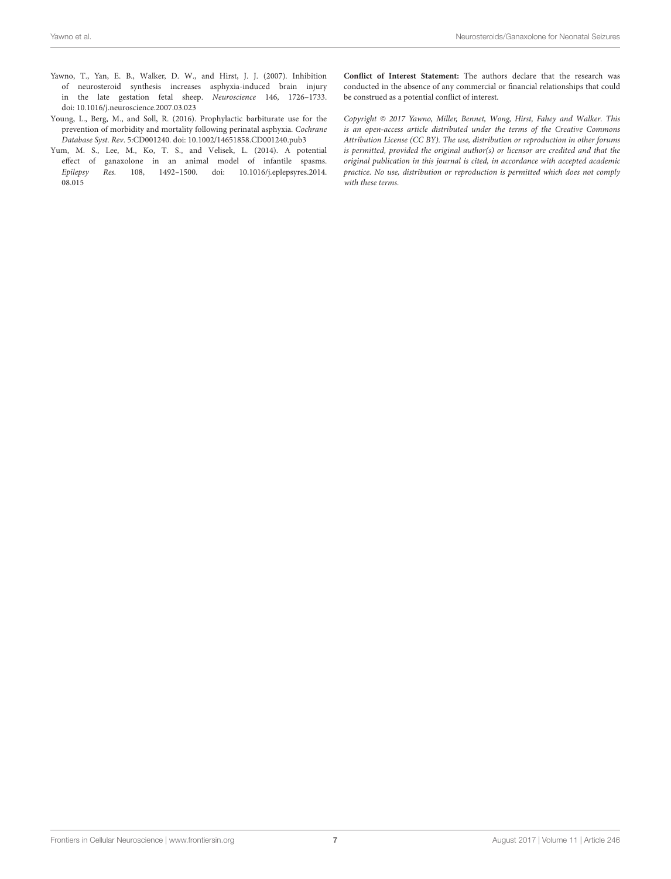Yawno, T., Yan, E. B., Walker, D. W., and Hirst, J. J. (2007). Inhibition of neurosteroid synthesis increases asphyxia-induced brain injury in the late gestation fetal sheep. *Neuroscience* 146, 1726–1733. doi: 10.1016/j.neuroscience.2007.03.023

Young, L., Berg, M., and Soll, R. (2016). Prophylactic barbiturate use for the prevention of morbidity and mortality following perinatal asphyxia. *Cochrane Database Syst. Rev*. 5:CD001240. doi: 10.1002/14651858.CD001240.pub3

Yum, M. S., Lee, M., Ko, T. S., and Velisek, L. (2014). A potential effect of ganaxolone in an animal model of infantile spasms. *Epilepsy Res.* 108, 1492–1500. doi: 10.1016/j.eplepsyres.2014.08.015

**Conflict of Interest Statement:** The authors declare that the research was conducted in the absence of any commercial or financial relationships that could be construed as a potential conflict of interest.

*Copyright © 2017 Yawno, Miller, Bennet, Wong, Hirst, Fahey and Walker. This is an open-access article distributed under the terms of the Creative Commons Attribution License (CC BY). The use, distribution or reproduction in other forums is permitted, provided the original author(s) or licensor are credited and that the original publication in this journal is cited, in accordance with accepted academic practice. No use, distribution or reproduction is permitted which does not comply with these terms.*